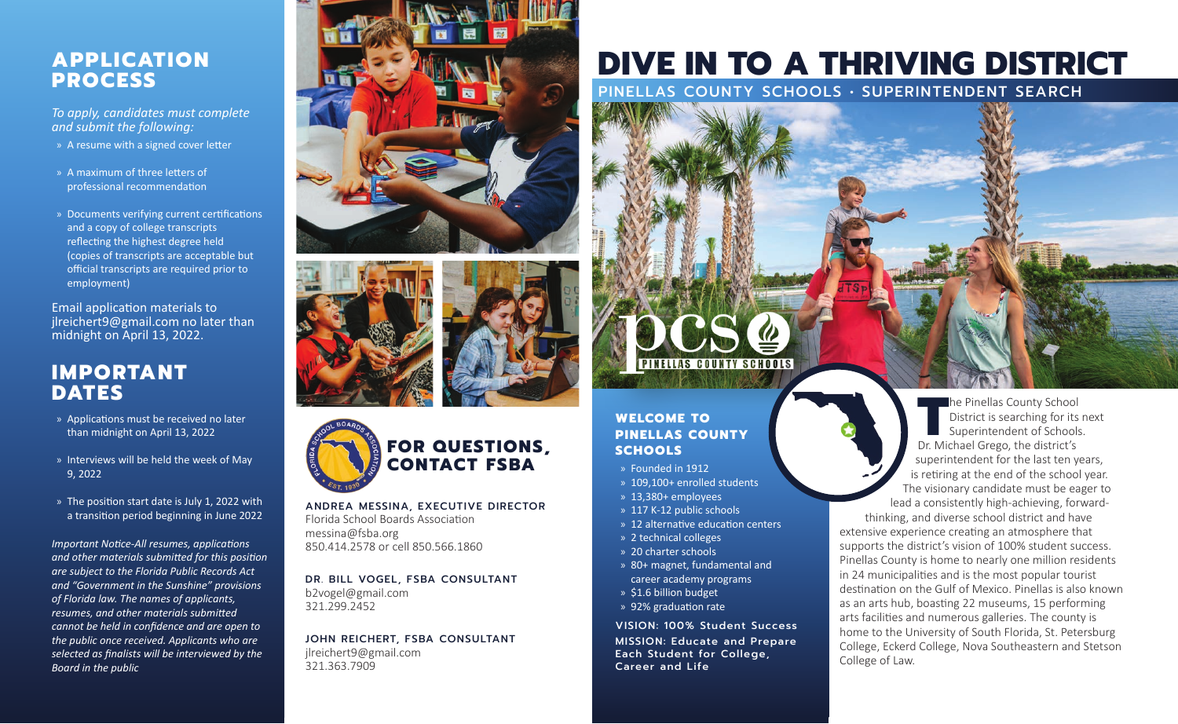# DIVE IN TO A THRIVING DISTRICT

## PINELLAS COUNTY SCHOOLS · SUPERINTENDENT SEARCH

### WELCOME TO PINELLAS COUNTY SCHOOLS

- Founded in 1912
- 109,100+ enrolled students
- 13,380+ employees
- 117 K-12 public schools
- 12 alternative education centers
- 2 technical colleges
- 20 charter schools
- 80+ magnet, fundamental and career academy programs
- $1.6 billion budget
- 92% graduation rate

**VISION: 100% Student Success**

**MISSION: Educate and Prepare Each Student for College, Career and Life**

The Pinellas County School District is searching for its next Superintendent of Schools. Dr. Michael Grego, the district's superintendent for the last ten years, is retiring at the end of the school year. The visionary candidate must be eager to lead a consistently high-achieving, forward-thinking, and diverse school district and have extensive experience creating an atmosphere that supports the district's vision of 100% student success. Pinellas County is home to nearly one million residents in 24 municipalities and is the most popular tourist destination on the Gulf of Mexico. Pinellas is also known as an arts hub, boasting 22 museums, 15 performing arts facilities and numerous galleries. The county is home to the University of South Florida, St. Petersburg College, Eckerd College, Nova Southeastern and Stetson College of Law.

## APPLICATION PROCESS

*To apply, candidates must complete and submit the following:*

- A resume with a signed cover letter
- A maximum of three letters of professional recommendation
- Documents verifying current certifications and a copy of college transcripts reflecting the highest degree held (copies of transcripts are acceptable but official transcripts are required prior to employment)

Email application materials to jlreichert9@gmail.com no later than midnight on April 13, 2022.

## IMPORTANT DATES

- Applications must be received no later than midnight on April 13, 2022
- Interviews will be held the week of May 9, 2022
- The position start date is July 1, 2022 with a transition period beginning in June 2022

*Important Notice-All resumes, applications and other materials submitted for this position are subject to the Florida Public Records Act and "Government in the Sunshine" provisions of Florida law. The names of applicants, resumes, and other materials submitted cannot be held in confidence and are open to the public once received. Applicants who are selected as finalists will be interviewed by the Board in the public*

## FOR QUESTIONS, CONTACT FSBA

**ANDREA MESSINA, EXECUTIVE DIRECTOR**
Florida School Boards Association
messina@fsba.org
850.414.2578 or cell 850.566.1860

**DR. BILL VOGEL, FSBA CONSULTANT**
b2vogel@gmail.com
321.299.2452

**JOHN REICHERT, FSBA CONSULTANT**
jlreichert9@gmail.com
321.363.7909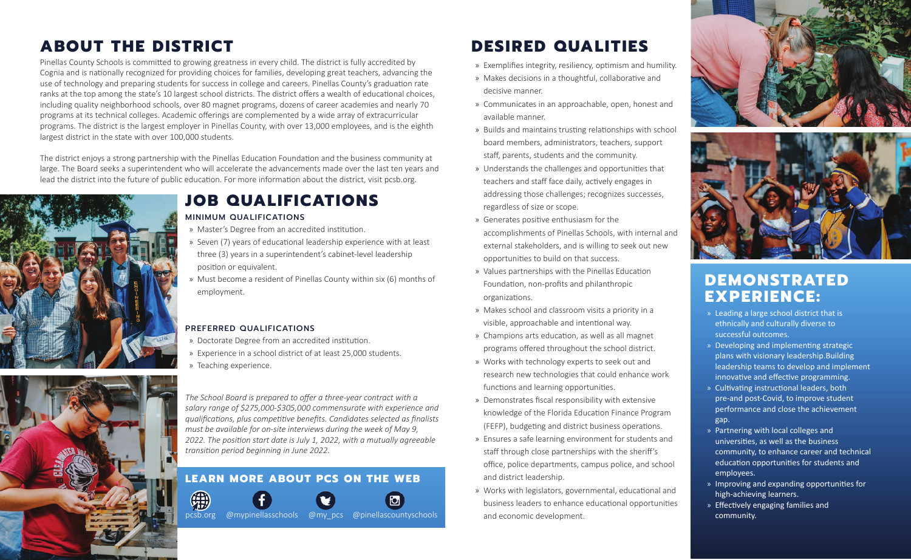## ABOUT THE DISTRICT

Pinellas County Schools is committed to growing greatness in every child. The district is fully accredited by Cognia and is nationally recognized for providing choices for families, developing great teachers, advancing the use of technology and preparing students for success in college and careers. Pinellas County's graduation rate ranks at the top among the state's 10 largest school districts. The district offers a wealth of educational choices, including quality neighborhood schools, over 80 magnet programs, dozens of career academies and nearly 70 programs at its technical colleges. Academic offerings are complemented by a wide array of extracurricular programs. The district is the largest employer in Pinellas County, with over 13,000 employees, and is the eighth largest district in the state with over 100,000 students.

The district enjoys a strong partnership with the Pinellas Education Foundation and the business community at large. The Board seeks a superintendent who will accelerate the advancements made over the last ten years and lead the district into the future of public education. For more information about the district, visit pcsb.org.

## JOB QUALIFICATIONS

### MINIMUM QUALIFICATIONS

- Master's Degree from an accredited institution.
- Seven (7) years of educational leadership experience with at least three (3) years in a superintendent's cabinet-level leadership position or equivalent.
- Must become a resident of Pinellas County within six (6) months of employment.

### PREFERRED QUALIFICATIONS

- Doctorate Degree from an accredited institution.
- Experience in a school district of at least 25,000 students.
- Teaching experience.

*The School Board is prepared to offer a three-year contract with a salary range of $275,000-$305,000 commensurate with experience and qualifications, plus competitive benefits. Candidates selected as finalists must be available for on-site interviews during the week of May 9, 2022. The position start date is July 1, 2022, with a mutually agreeable transition period beginning in June 2022.*

### LEARN MORE ABOUT PCS ON THE WEB

pcsb.org @mypinellasschools @my_pcs @pinellascountyschools

## DESIRED QUALITIES

- Exemplifies integrity, resiliency, optimism and humility.
- Makes decisions in a thoughtful, collaborative and decisive manner.
- Communicates in an approachable, open, honest and available manner.
- Builds and maintains trusting relationships with school board members, administrators, teachers, support staff, parents, students and the community.
- Understands the challenges and opportunities that teachers and staff face daily, actively engages in addressing those challenges; recognizes successes, regardless of size or scope.
- Generates positive enthusiasm for the accomplishments of Pinellas Schools, with internal and external stakeholders, and is willing to seek out new opportunities to build on that success.
- Values partnerships with the Pinellas Education Foundation, non-profits and philanthropic organizations.
- Makes school and classroom visits a priority in a visible, approachable and intentional way.
- Champions arts education, as well as all magnet programs offered throughout the school district.
- Works with technology experts to seek out and research new technologies that could enhance work functions and learning opportunities.
- Demonstrates fiscal responsibility with extensive knowledge of the Florida Education Finance Program (FEFP), budgeting and district business operations.
- Ensures a safe learning environment for students and staff through close partnerships with the sheriff's office, police departments, campus police, and school and district leadership.
- Works with legislators, governmental, educational and business leaders to enhance educational opportunities and economic development.

## DEMONSTRATED EXPERIENCE:

- Leading a large school district that is ethnically and culturally diverse to successful outcomes.
- Developing and implementing strategic plans with visionary leadership.Building leadership teams to develop and implement innovative and effective programming.
- Cultivating instructional leaders, both pre-and post-Covid, to improve student performance and close the achievement gap.
- Partnering with local colleges and universities, as well as the business community, to enhance career and technical education opportunities for students and employees.
- Improving and expanding opportunities for high-achieving learners.
- Effectively engaging families and community.